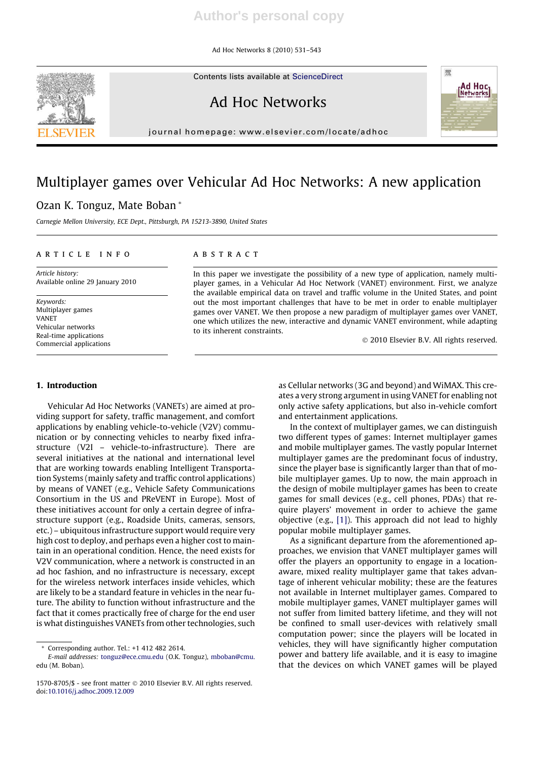# Multiplayer games over Vehicular Ad Hoc Networks: A new application

Ozan K. Tonguz, Mate Boban *

*Carnegie Mellon University, ECE Dept., Pittsburgh, PA 15213-3890, United States*

## ARTICLE INFO

*Article history:*
Available online 29 January 2010

*Keywords:*
Multiplayer games
VANET
Vehicular networks
Real-time applications
Commercial applications

## ABSTRACT

In this paper we investigate the possibility of a new type of application, namely multiplayer games, in a Vehicular Ad Hoc Network (VANET) environment. First, we analyze the available empirical data on travel and traffic volume in the United States, and point out the most important challenges that have to be met in order to enable multiplayer games over VANET. We then propose a new paradigm of multiplayer games over VANET, one which utilizes the new, interactive and dynamic VANET environment, while adapting to its inherent constraints.

© 2010 Elsevier B.V. All rights reserved.

## 1. Introduction

Vehicular Ad Hoc Networks (VANETs) are aimed at providing support for safety, traffic management, and comfort applications by enabling vehicle-to-vehicle (V2V) communication or by connecting vehicles to nearby fixed infrastructure (V2I – vehicle-to-infrastructure). There are several initiatives at the national and international level that are working towards enabling Intelligent Transportation Systems (mainly safety and traffic control applications) by means of VANET (e.g., Vehicle Safety Communications Consortium in the US and PReVENT in Europe). Most of these initiatives account for only a certain degree of infrastructure support (e.g., Roadside Units, cameras, sensors, etc.) – ubiquitous infrastructure support would require very high cost to deploy, and perhaps even a higher cost to maintain in an operational condition. Hence, the need exists for V2V communication, where a network is constructed in an ad hoc fashion, and no infrastructure is necessary, except for the wireless interfaces inside vehicles, which are likely to be a standard feature in vehicles in the near future. The ability to function without infrastructure and the fact that it comes practically free of charge for the end user is what distinguishes VANETs from other technologies, such as Cellular networks (3G and beyond) and WiMAX. This creates a very strong argument in using VANET for enabling not only active safety applications, but also in-vehicle comfort and entertainment applications.

In the context of multiplayer games, we can distinguish two different types of games: Internet multiplayer games and mobile multiplayer games. The vastly popular Internet multiplayer games are the predominant focus of industry, since the player base is significantly larger than that of mobile multiplayer games. Up to now, the main approach in the design of mobile multiplayer games has been to create games for small devices (e.g., cell phones, PDAs) that require players' movement in order to achieve the game objective (e.g., [1]). This approach did not lead to highly popular mobile multiplayer games.

As a significant departure from the aforementioned approaches, we envision that VANET multiplayer games will offer the players an opportunity to engage in a location-aware, mixed reality multiplayer game that takes advantage of inherent vehicular mobility; these are the features not available in Internet multiplayer games. Compared to mobile multiplayer games, VANET multiplayer games will not suffer from limited battery lifetime, and they will not be confined to small user-devices with relatively small computation power; since the players will be located in vehicles, they will have significantly higher computation power and battery life available, and it is easy to imagine that the devices on which VANET games will be played

* Corresponding author. Tel.: +1 412 482 2614.
*E-mail addresses:* tonguz@ece.cmu.edu (O.K. Tonguz), mboban@cmu.edu (M. Boban).

1570-8705/$ - see front matter © 2010 Elsevier B.V. All rights reserved.
doi:10.1016/j.adhoc.2009.12.009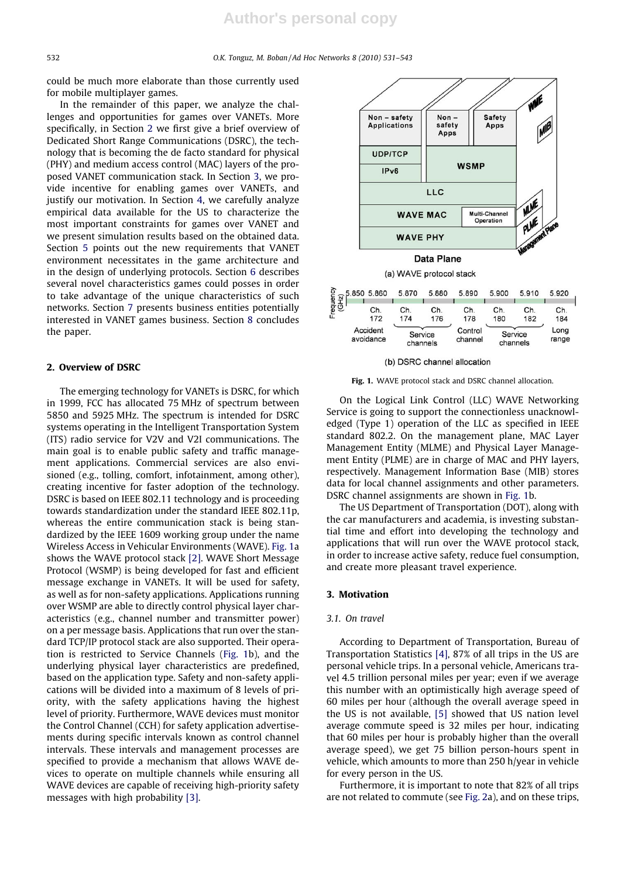could be much more elaborate than those currently used for mobile multiplayer games.

In the remainder of this paper, we analyze the challenges and opportunities for games over VANETs. More specifically, in Section 2 we first give a brief overview of Dedicated Short Range Communications (DSRC), the technology that is becoming the de facto standard for physical (PHY) and medium access control (MAC) layers of the proposed VANET communication stack. In Section 3, we provide incentive for enabling games over VANETs, and justify our motivation. In Section 4, we carefully analyze empirical data available for the US to characterize the most important constraints for games over VANET and we present simulation results based on the obtained data. Section 5 points out the new requirements that VANET environment necessitates in the game architecture and in the design of underlying protocols. Section 6 describes several novel characteristics games could posses in order to take advantage of the unique characteristics of such networks. Section 7 presents business entities potentially interested in VANET games business. Section 8 concludes the paper.

## 2. Overview of DSRC

The emerging technology for VANETs is DSRC, for which in 1999, FCC has allocated 75 MHz of spectrum between 5850 and 5925 MHz. The spectrum is intended for DSRC systems operating in the Intelligent Transportation System (ITS) radio service for V2V and V2I communications. The main goal is to enable public safety and traffic management applications. Commercial services are also envisioned (e.g., tolling, comfort, infotainment, among other), creating incentive for faster adoption of the technology. DSRC is based on IEEE 802.11 technology and is proceeding towards standardization under the standard IEEE 802.11p, whereas the entire communication stack is being standardized by the IEEE 1609 working group under the name Wireless Access in Vehicular Environments (WAVE). Fig. 1a shows the WAVE protocol stack [2]. WAVE Short Message Protocol (WSMP) is being developed for fast and efficient message exchange in VANETs. It will be used for safety, as well as for non-safety applications. Applications running over WSMP are able to directly control physical layer characteristics (e.g., channel number and transmitter power) on a per message basis. Applications that run over the standard TCP/IP protocol stack are also supported. Their operation is restricted to Service Channels (Fig. 1b), and the underlying physical layer characteristics are predefined, based on the application type. Safety and non-safety applications will be divided into a maximum of 8 levels of priority, with the safety applications having the highest level of priority. Furthermore, WAVE devices must monitor the Control Channel (CCH) for safety application advertisements during specific intervals known as control channel intervals. These intervals and management processes are specified to provide a mechanism that allows WAVE devices to operate on multiple channels while ensuring all WAVE devices are capable of receiving high-priority safety messages with high probability [3].

(a) WAVE protocol stack

(b) DSRC channel allocation

**Fig. 1.** WAVE protocol stack and DSRC channel allocation.

On the Logical Link Control (LLC) WAVE Networking Service is going to support the connectionless unacknowledged (Type 1) operation of the LLC as specified in IEEE standard 802.2. On the management plane, MAC Layer Management Entity (MLME) and Physical Layer Management Entity (PLME) are in charge of MAC and PHY layers, respectively. Management Information Base (MIB) stores data for local channel assignments and other parameters. DSRC channel assignments are shown in Fig. 1b.

The US Department of Transportation (DOT), along with the car manufacturers and academia, is investing substantial time and effort into developing the technology and applications that will run over the WAVE protocol stack, in order to increase active safety, reduce fuel consumption, and create more pleasant travel experience.

## 3. Motivation

### 3.1. On travel

According to Department of Transportation, Bureau of Transportation Statistics [4], 87% of all trips in the US are personal vehicle trips. In a personal vehicle, Americans travel 4.5 trillion personal miles per year; even if we average this number with an optimistically high average speed of 60 miles per hour (although the overall average speed in the US is not available, [5] showed that US nation level average commute speed is 32 miles per hour, indicating that 60 miles per hour is probably higher than the overall average speed), we get 75 billion person-hours spent in vehicle, which amounts to more than 250 h/year in vehicle for every person in the US.

Furthermore, it is important to note that 82% of all trips are not related to commute (see Fig. 2a), and on these trips,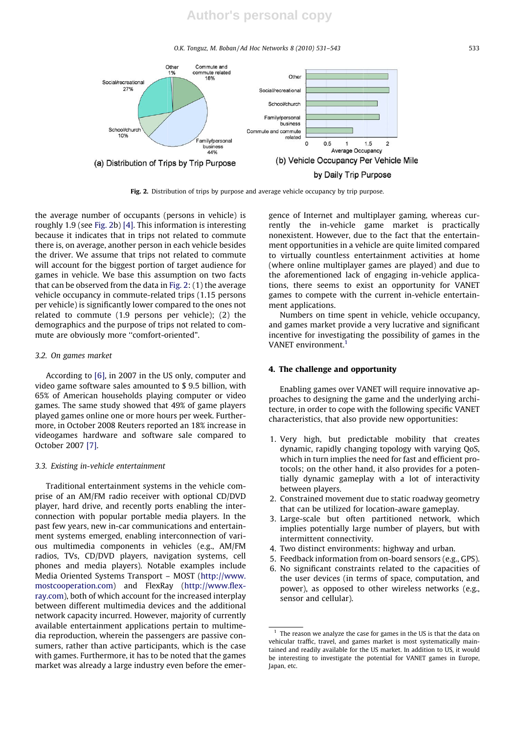Other
1%

Commute and commute related
18%

Social/recreational
27%

School/church
10%

Family/personal business
44%

(a) Distribution of Trips by Trip Purpose

Other

Social/recreational

School/church

Family/personal business

Commute and commute related

0 0.5 1 1.5 2

Average Occupancy

(b) Vehicle Occupancy Per Vehicle Mile by Daily Trip Purpose

**Fig. 2.** Distribution of trips by purpose and average vehicle occupancy by trip purpose.

the average number of occupants (persons in vehicle) is roughly 1.9 (see Fig. 2b) [4]. This information is interesting because it indicates that in trips not related to commute there is, on average, another person in each vehicle besides the driver. We assume that trips not related to commute will account for the biggest portion of target audience for games in vehicle. We base this assumption on two facts that can be observed from the data in Fig. 2: (1) the average vehicle occupancy in commute-related trips (1.15 persons per vehicle) is significantly lower compared to the ones not related to commute (1.9 persons per vehicle); (2) the demographics and the purpose of trips not related to commute are obviously more "comfort-oriented".

### 3.2. On games market

According to [6], in 2007 in the US only, computer and video game software sales amounted to $ 9.5 billion, with 65% of American households playing computer or video games. The same study showed that 49% of game players played games online one or more hours per week. Furthermore, in October 2008 Reuters reported an 18% increase in videogames hardware and software sale compared to October 2007 [7].

### 3.3. Existing in-vehicle entertainment

Traditional entertainment systems in the vehicle comprise of an AM/FM radio receiver with optional CD/DVD player, hard drive, and recently ports enabling the interconnection with popular portable media players. In the past few years, new in-car communications and entertainment systems emerged, enabling interconnection of various multimedia components in vehicles (e.g., AM/FM radios, TVs, CD/DVD players, navigation systems, cell phones and media players). Notable examples include Media Oriented Systems Transport – MOST (http://www.mostcooperation.com) and FlexRay (http://www.flexray.com), both of which account for the increased interplay between different multimedia devices and the additional network capacity incurred. However, majority of currently available entertainment applications pertain to multimedia reproduction, wherein the passengers are passive consumers, rather than active participants, which is the case with games. Furthermore, it has to be noted that the games market was already a large industry even before the emergence of Internet and multiplayer gaming, whereas currently the in-vehicle game market is practically nonexistent. However, due to the fact that the entertainment opportunities in a vehicle are quite limited compared to virtually countless entertainment activities at home (where online multiplayer games are played) and due to the aforementioned lack of engaging in-vehicle applications, there seems to exist an opportunity for VANET games to compete with the current in-vehicle entertainment applications.

Numbers on time spent in vehicle, vehicle occupancy, and games market provide a very lucrative and significant incentive for investigating the possibility of games in the VANET environment.[1]

## 4. The challenge and opportunity

Enabling games over VANET will require innovative approaches to designing the game and the underlying architecture, in order to cope with the following specific VANET characteristics, that also provide new opportunities:

1. Very high, but predictable mobility that creates dynamic, rapidly changing topology with varying QoS, which in turn implies the need for fast and efficient protocols; on the other hand, it also provides for a potentially dynamic gameplay with a lot of interactivity between players.
2. Constrained movement due to static roadway geometry that can be utilized for location-aware gameplay.
3. Large-scale but often partitioned network, which implies potentially large number of players, but with intermittent connectivity.
4. Two distinct environments: highway and urban.
5. Feedback information from on-board sensors (e.g., GPS).
6. No significant constraints related to the capacities of the user devices (in terms of space, computation, and power), as opposed to other wireless networks (e.g., sensor and cellular).

[1] The reason we analyze the case for games in the US is that the data on vehicular traffic, travel, and games market is most systematically maintained and readily available for the US market. In addition to US, it would be interesting to investigate the potential for VANET games in Europe, Japan, etc.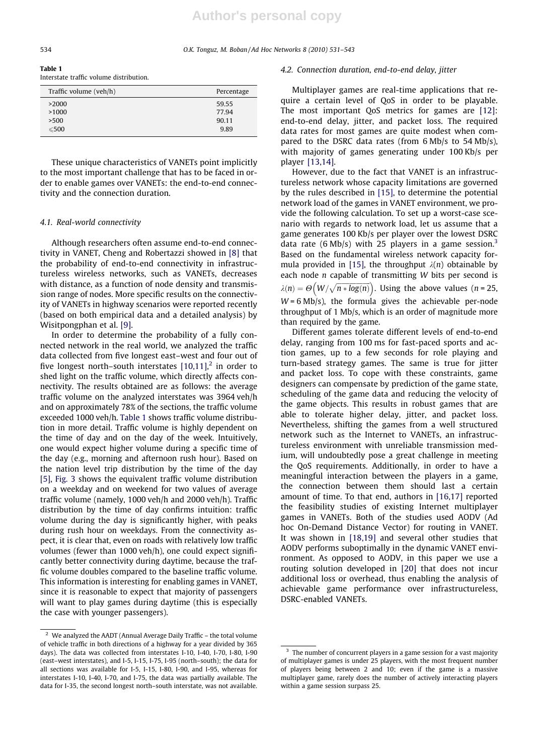**Table 1**
Interstate traffic volume distribution.

| Traffic volume (veh/h) | Percentage |
|---|---|
| >2000 | 59.55 |
| >1000 | 77.94 |
| >500 | 90.11 |
| ⩽500 | 9.89 |

These unique characteristics of VANETs point implicitly to the most important challenge that has to be faced in order to enable games over VANETs: the end-to-end connectivity and the connection duration.

### 4.1. Real-world connectivity

Although researchers often assume end-to-end connectivity in VANET, Cheng and Robertazzi showed in [8] that the probability of end-to-end connectivity in infrastructureless wireless networks, such as VANETs, decreases with distance, as a function of node density and transmission range of nodes. More specific results on the connectivity of VANETs in highway scenarios were reported recently (based on both empirical data and a detailed analysis) by Wisitpongphan et al. [9].

In order to determine the probability of a fully connected network in the real world, we analyzed the traffic data collected from five longest east–west and four out of five longest north–south interstates [10,11],[2] in order to shed light on the traffic volume, which directly affects connectivity. The results obtained are as follows: the average traffic volume on the analyzed interstates was 3964 veh/h and on approximately 78% of the sections, the traffic volume exceeded 1000 veh/h. Table 1 shows traffic volume distribution in more detail. Traffic volume is highly dependent on the time of day and on the day of the week. Intuitively, one would expect higher volume during a specific time of the day (e.g., morning and afternoon rush hour). Based on the nation level trip distribution by the time of the day [5], Fig. 3 shows the equivalent traffic volume distribution on a weekday and on weekend for two values of average traffic volume (namely, 1000 veh/h and 2000 veh/h). Traffic distribution by the time of day confirms intuition: traffic volume during the day is significantly higher, with peaks during rush hour on weekdays. From the connectivity aspect, it is clear that, even on roads with relatively low traffic volumes (fewer than 1000 veh/h), one could expect significantly better connectivity during daytime, because the traffic volume doubles compared to the baseline traffic volume. This information is interesting for enabling games in VANET, since it is reasonable to expect that majority of passengers will want to play games during daytime (this is especially the case with younger passengers).

[2] We analyzed the AADT (Annual Average Daily Traffic – the total volume of vehicle traffic in both directions of a highway for a year divided by 365 days). The data was collected from interstates I-10, I-40, I-70, I-80, I-90 (east–west interstates), and I-5, I-15, I-75, I-95 (north–south); the data for all sections was available for I-5, I-15, I-80, I-90, and I-95, whereas for interstates I-10, I-40, I-70, and I-75, the data was partially available. The data for I-35, the second longest north–south interstate, was not available.

### 4.2. Connection duration, end-to-end delay, jitter

Multiplayer games are real-time applications that require a certain level of QoS in order to be playable. The most important QoS metrics for games are [12]: end-to-end delay, jitter, and packet loss. The required data rates for most games are quite modest when compared to the DSRC data rates (from 6 Mb/s to 54 Mb/s), with majority of games generating under 100 Kb/s per player [13,14].

However, due to the fact that VANET is an infrastructureless network whose capacity limitations are governed by the rules described in [15], to determine the potential network load of the games in VANET environment, we provide the following calculation. To set up a worst-case scenario with regards to network load, let us assume that a game generates 100 Kb/s per player over the lowest DSRC data rate (6 Mb/s) with 25 players in a game session.[3] Based on the fundamental wireless network capacity formula provided in [15], the throughput $\lambda(n)$ obtainable by each node $n$ capable of transmitting $W$ bits per second is $\lambda(n) = \Theta\left(W/\sqrt{n * log(n)}\right)$. Using the above values ($n = 25$, $W = 6$ Mb/s), the formula gives the achievable per-node throughput of 1 Mb/s, which is an order of magnitude more than required by the game.

Different games tolerate different levels of end-to-end delay, ranging from 100 ms for fast-paced sports and action games, up to a few seconds for role playing and turn-based strategy games. The same is true for jitter and packet loss. To cope with these constraints, game designers can compensate by prediction of the game state, scheduling of the game data and reducing the velocity of the game objects. This results in robust games that are able to tolerate higher delay, jitter, and packet loss. Nevertheless, shifting the games from a well structured network such as the Internet to VANETs, an infrastructureless environment with unreliable transmission medium, will undoubtedly pose a great challenge in meeting the QoS requirements. Additionally, in order to have a meaningful interaction between the players in a game, the connection between them should last a certain amount of time. To that end, authors in [16,17] reported the feasibility studies of existing Internet multiplayer games in VANETs. Both of the studies used AODV (Ad hoc On-Demand Distance Vector) for routing in VANET. It was shown in [18,19] and several other studies that AODV performs suboptimally in the dynamic VANET environment. As opposed to AODV, in this paper we use a routing solution developed in [20] that does not incur additional loss or overhead, thus enabling the analysis of achievable game performance over infrastructureless, DSRC-enabled VANETs.

[3] The number of concurrent players in a game session for a vast majority of multiplayer games is under 25 players, with the most frequent number of players being between 2 and 10; even if the game is a massive multiplayer game, rarely does the number of actively interacting players within a game session surpass 25.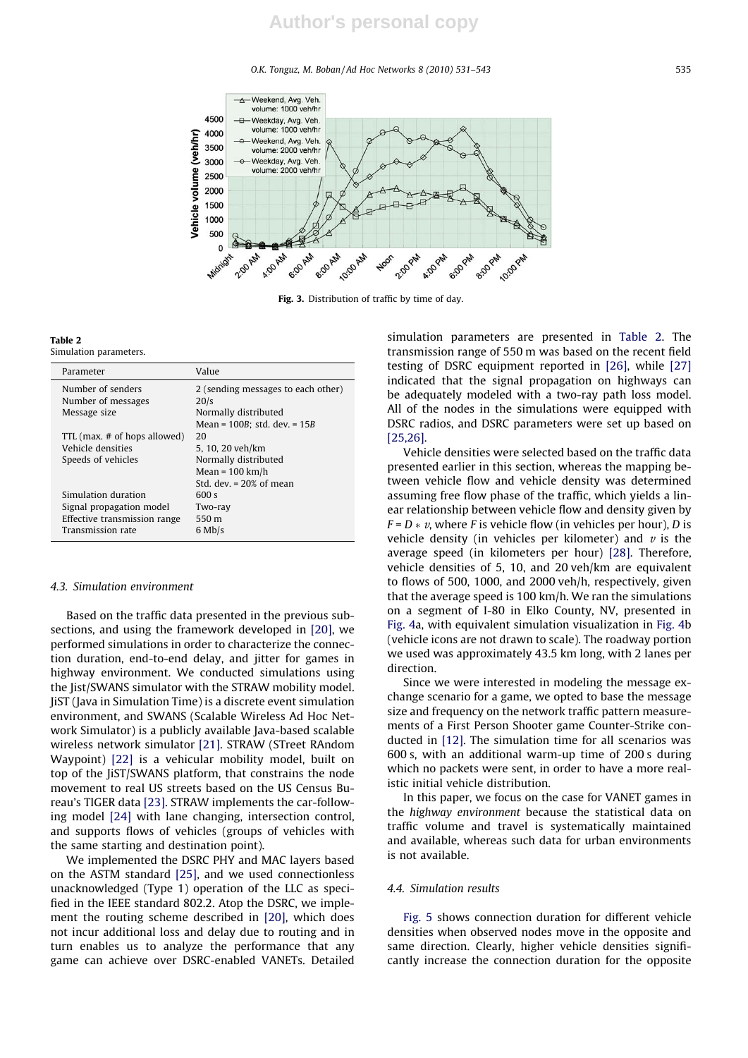Fig. 3. Distribution of traffic by time of day.

**Table 2**
Simulation parameters.

| Parameter | Value |
|---|---|
| Number of senders | 2 (sending messages to each other) |
| Number of messages | 20/s |
| Message size | Normally distributed<br>Mean = 100*B*; std. dev. = 15*B* |
| TTL (max. # of hops allowed) | 20 |
| Vehicle densities | 5, 10, 20 veh/km |
| Speeds of vehicles | Normally distributed<br>Mean = 100 km/h<br>Std. dev. = 20% of mean |
| Simulation duration | 600 s |
| Signal propagation model | Two-ray |
| Effective transmission range | 550 m |
| Transmission rate | 6 Mb/s |

### 4.3. Simulation environment

Based on the traffic data presented in the previous subsections, and using the framework developed in [20], we performed simulations in order to characterize the connection duration, end-to-end delay, and jitter for games in highway environment. We conducted simulations using the Jist/SWANS simulator with the STRAW mobility model. JiST (Java in Simulation Time) is a discrete event simulation environment, and SWANS (Scalable Wireless Ad Hoc Network Simulator) is a publicly available Java-based scalable wireless network simulator [21]. STRAW (STreet RAndom Waypoint) [22] is a vehicular mobility model, built on top of the JiST/SWANS platform, that constrains the node movement to real US streets based on the US Census Bureau's TIGER data [23]. STRAW implements the car-following model [24] with lane changing, intersection control, and supports flows of vehicles (groups of vehicles with the same starting and destination point).

We implemented the DSRC PHY and MAC layers based on the ASTM standard [25], and we used connectionless unacknowledged (Type 1) operation of the LLC as specified in the IEEE standard 802.2. Atop the DSRC, we implement the routing scheme described in [20], which does not incur additional loss and delay due to routing and in turn enables us to analyze the performance that any game can achieve over DSRC-enabled VANETs. Detailed simulation parameters are presented in Table 2. The transmission range of 550 m was based on the recent field testing of DSRC equipment reported in [26], while [27] indicated that the signal propagation on highways can be adequately modeled with a two-ray path loss model. All of the nodes in the simulations were equipped with DSRC radios, and DSRC parameters were set up based on [25,26].

Vehicle densities were selected based on the traffic data presented earlier in this section, whereas the mapping between vehicle flow and vehicle density was determined assuming free flow phase of the traffic, which yields a linear relationship between vehicle flow and density given by $F = D * v$, where $F$ is vehicle flow (in vehicles per hour), $D$ is vehicle density (in vehicles per kilometer) and $v$ is the average speed (in kilometers per hour) [28]. Therefore, vehicle densities of 5, 10, and 20 veh/km are equivalent to flows of 500, 1000, and 2000 veh/h, respectively, given that the average speed is 100 km/h. We ran the simulations on a segment of I-80 in Elko County, NV, presented in Fig. 4a, with equivalent simulation visualization in Fig. 4b (vehicle icons are not drawn to scale). The roadway portion we used was approximately 43.5 km long, with 2 lanes per direction.

Since we were interested in modeling the message exchange scenario for a game, we opted to base the message size and frequency on the network traffic pattern measurements of a First Person Shooter game Counter-Strike conducted in [12]. The simulation time for all scenarios was 600 s, with an additional warm-up time of 200 s during which no packets were sent, in order to have a more realistic initial vehicle distribution.

In this paper, we focus on the case for VANET games in the *highway environment* because the statistical data on traffic volume and travel is systematically maintained and available, whereas such data for urban environments is not available.

### 4.4. Simulation results

Fig. 5 shows connection duration for different vehicle densities when observed nodes move in the opposite and same direction. Clearly, higher vehicle densities significantly increase the connection duration for the opposite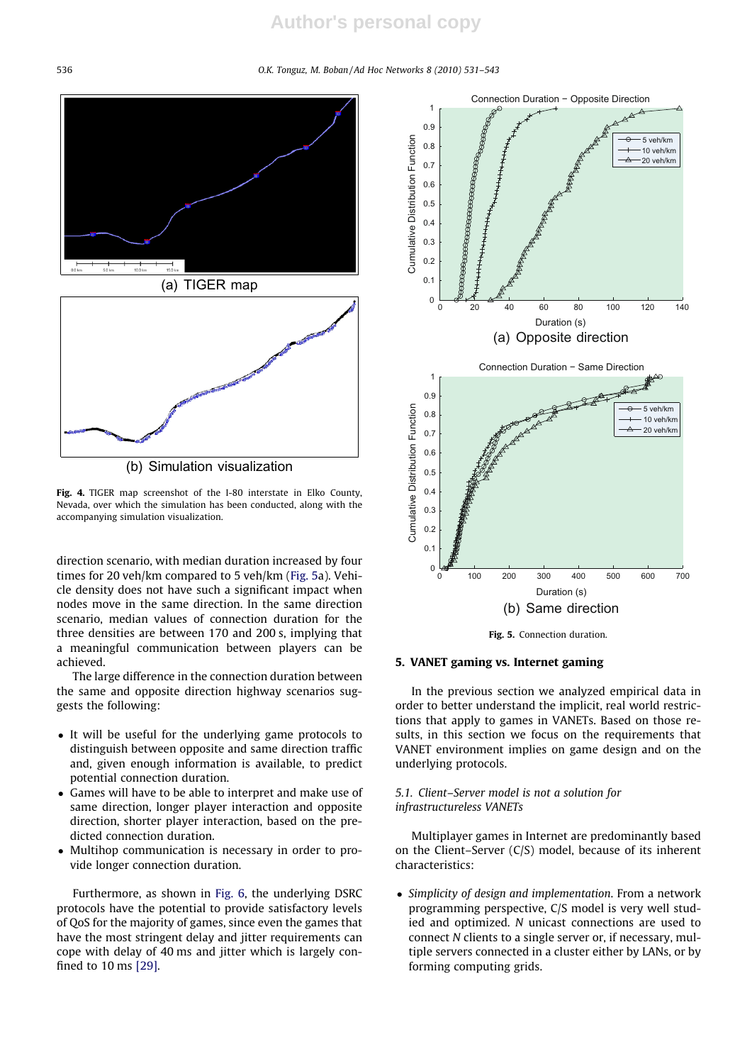(a) TIGER map

(b) Simulation visualization

**Fig. 4.** TIGER map screenshot of the I-80 interstate in Elko County, Nevada, over which the simulation has been conducted, along with the accompanying simulation visualization.

direction scenario, with median duration increased by four times for 20 veh/km compared to 5 veh/km (Fig. 5a). Vehicle density does not have such a significant impact when nodes move in the same direction. In the same direction scenario, median values of connection duration for the three densities are between 170 and 200 s, implying that a meaningful communication between players can be achieved.

The large difference in the connection duration between the same and opposite direction highway scenarios suggests the following:

- It will be useful for the underlying game protocols to distinguish between opposite and same direction traffic and, given enough information is available, to predict potential connection duration.
- Games will have to be able to interpret and make use of same direction, longer player interaction and opposite direction, shorter player interaction, based on the predicted connection duration.
- Multihop communication is necessary in order to provide longer connection duration.

Furthermore, as shown in Fig. 6, the underlying DSRC protocols have the potential to provide satisfactory levels of QoS for the majority of games, since even the games that have the most stringent delay and jitter requirements can cope with delay of 40 ms and jitter which is largely confined to 10 ms [29].

(a) Opposite direction

(b) Same direction

**Fig. 5.** Connection duration.

## 5. VANET gaming vs. Internet gaming

In the previous section we analyzed empirical data in order to better understand the implicit, real world restrictions that apply to games in VANETs. Based on those results, in this section we focus on the requirements that VANET environment implies on game design and on the underlying protocols.

### 5.1. Client–Server model is not a solution for infrastructureless VANETs

Multiplayer games in Internet are predominantly based on the Client–Server (C/S) model, because of its inherent characteristics:

- *Simplicity of design and implementation*. From a network programming perspective, C/S model is very well studied and optimized. $N$ unicast connections are used to connect $N$ clients to a single server or, if necessary, multiple servers connected in a cluster either by LANs, or by forming computing grids.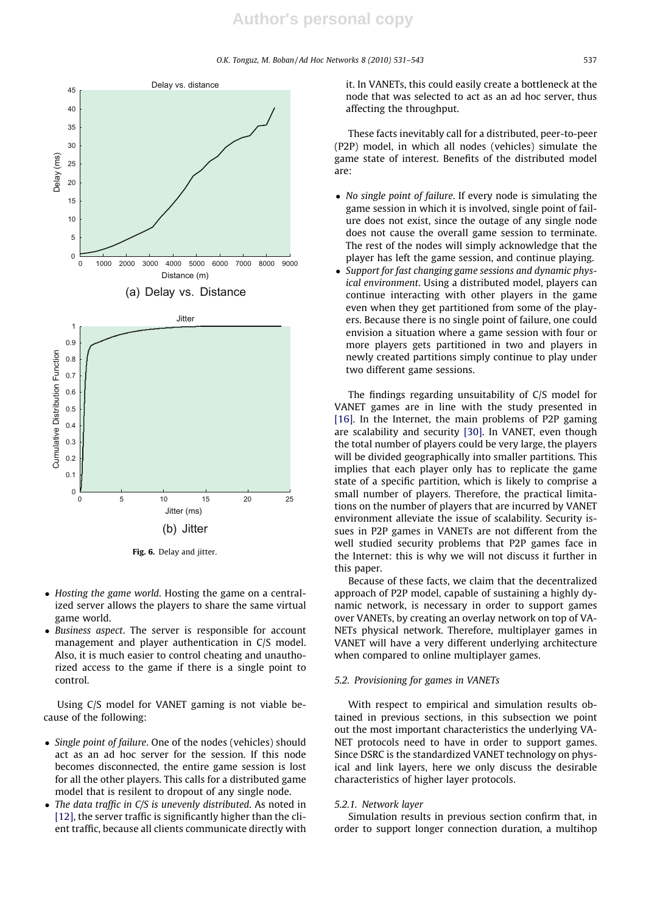Delay vs. distance

Delay (ms)

45
40
35
30
25
20
15
10
5
0

0 1000 2000 3000 4000 5000 6000 7000 8000 9000

Distance (m)

(a) Delay vs. Distance

Jitter

Cumulative Distribution Function

1
0.9
0.8
0.7
0.6
0.5
0.4
0.3
0.2
0.1
0

0 5 10 15 20 25

Jitter (ms)

(b) Jitter

**Fig. 6.** Delay and jitter.

- *Hosting the game world*. Hosting the game on a centralized server allows the players to share the same virtual game world.
- *Business aspect*. The server is responsible for account management and player authentication in C/S model. Also, it is much easier to control cheating and unauthorized access to the game if there is a single point to control.

Using C/S model for VANET gaming is not viable because of the following:

- *Single point of failure*. One of the nodes (vehicles) should act as an ad hoc server for the session. If this node becomes disconnected, the entire game session is lost for all the other players. This calls for a distributed game model that is resilent to dropout of any single node.
- *The data traffic in C/S is unevenly distributed*. As noted in [12], the server traffic is significantly higher than the client traffic, because all clients communicate directly with it. In VANETs, this could easily create a bottleneck at the node that was selected to act as an ad hoc server, thus affecting the throughput.

These facts inevitably call for a distributed, peer-to-peer (P2P) model, in which all nodes (vehicles) simulate the game state of interest. Benefits of the distributed model are:

- *No single point of failure*. If every node is simulating the game session in which it is involved, single point of failure does not exist, since the outage of any single node does not cause the overall game session to terminate. The rest of the nodes will simply acknowledge that the player has left the game session, and continue playing.
- *Support for fast changing game sessions and dynamic physical environment*. Using a distributed model, players can continue interacting with other players in the game even when they get partitioned from some of the players. Because there is no single point of failure, one could envision a situation where a game session with four or more players gets partitioned in two and players in newly created partitions simply continue to play under two different game sessions.

The findings regarding unsuitability of C/S model for VANET games are in line with the study presented in [16]. In the Internet, the main problems of P2P gaming are scalability and security [30]. In VANET, even though the total number of players could be very large, the players will be divided geographically into smaller partitions. This implies that each player only has to replicate the game state of a specific partition, which is likely to comprise a small number of players. Therefore, the practical limitations on the number of players that are incurred by VANET environment alleviate the issue of scalability. Security issues in P2P games in VANETs are not different from the well studied security problems that P2P games face in the Internet: this is why we will not discuss it further in this paper.

Because of these facts, we claim that the decentralized approach of P2P model, capable of sustaining a highly dynamic network, is necessary in order to support games over VANETs, by creating an overlay network on top of VANETs physical network. Therefore, multiplayer games in VANET will have a very different underlying architecture when compared to online multiplayer games.

### 5.2. Provisioning for games in VANETs

With respect to empirical and simulation results obtained in previous sections, in this subsection we point out the most important characteristics the underlying VANET protocols need to have in order to support games. Since DSRC is the standardized VANET technology on physical and link layers, here we only discuss the desirable characteristics of higher layer protocols.

#### 5.2.1. Network layer

Simulation results in previous section confirm that, in order to support longer connection duration, a multihop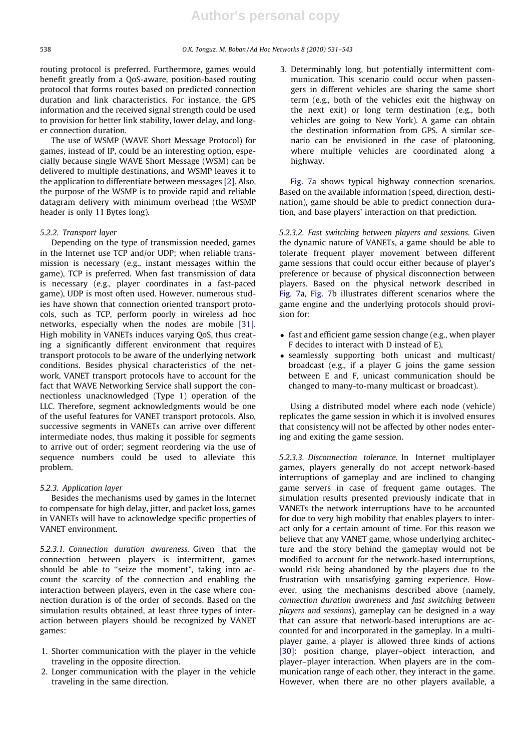routing protocol is preferred. Furthermore, games would benefit greatly from a QoS-aware, position-based routing protocol that forms routes based on predicted connection duration and link characteristics. For instance, the GPS information and the received signal strength could be used to provision for better link stability, lower delay, and longer connection duration.

The use of WSMP (WAVE Short Message Protocol) for games, instead of IP, could be an interesting option, especially because single WAVE Short Message (WSM) can be delivered to multiple destinations, and WSMP leaves it to the application to differentiate between messages [2]. Also, the purpose of the WSMP is to provide rapid and reliable datagram delivery with minimum overhead (the WSMP header is only 11 Bytes long).

#### 5.2.2. Transport layer

Depending on the type of transmission needed, games in the Internet use TCP and/or UDP; when reliable transmission is necessary (e.g., instant messages within the game), TCP is preferred. When fast transmission of data is necessary (e.g., player coordinates in a fast-paced game), UDP is most often used. However, numerous studies have shown that connection oriented transport protocols, such as TCP, perform poorly in wireless ad hoc networks, especially when the nodes are mobile [31]. High mobility in VANETs induces varying QoS, thus creating a significantly different environment that requires transport protocols to be aware of the underlying network conditions. Besides physical characteristics of the network, VANET transport protocols have to account for the fact that WAVE Networking Service shall support the connectionless unacknowledged (Type 1) operation of the LLC. Therefore, segment acknowledgments would be one of the useful features for VANET transport protocols. Also, successive segments in VANETs can arrive over different intermediate nodes, thus making it possible for segments to arrive out of order; segment reordering via the use of sequence numbers could be used to alleviate this problem.

#### 5.2.3. Application layer

Besides the mechanisms used by games in the Internet to compensate for high delay, jitter, and packet loss, games in VANETs will have to acknowledge specific properties of VANET environment.

*5.2.3.1. Connection duration awareness.* Given that the connection between players is intermittent, games should be able to "seize the moment", taking into account the scarcity of the connection and enabling the interaction between players, even in the case where connection duration is of the order of seconds. Based on the simulation results obtained, at least three types of interaction between players should be recognized by VANET games:

1. Shorter communication with the player in the vehicle traveling in the opposite direction.
2. Longer communication with the player in the vehicle traveling in the same direction.
3. Determinably long, but potentially intermittent communication. This scenario could occur when passengers in different vehicles are sharing the same short term (e.g., both of the vehicles exit the highway on the next exit) or long term destination (e.g., both vehicles are going to New York). A game can obtain the destination information from GPS. A similar scenario can be envisioned in the case of platooning, where multiple vehicles are coordinated along a highway.

Fig. 7a shows typical highway connection scenarios. Based on the available information (speed, direction, destination), game should be able to predict connection duration, and base players' interaction on that prediction.

*5.2.3.2. Fast switching between players and sessions.* Given the dynamic nature of VANETs, a game should be able to tolerate frequent player movement between different game sessions that could occur either because of player's preference or because of physical disconnection between players. Based on the physical network described in Fig. 7a, Fig. 7b illustrates different scenarios where the game engine and the underlying protocols should provision for:

- fast and efficient game session change (e.g., when player F decides to interact with D instead of E),
- seamlessly supporting both unicast and multicast/broadcast (e.g., if a player G joins the game session between E and F, unicast communication should be changed to many-to-many multicast or broadcast).

Using a distributed model where each node (vehicle) replicates the game session in which it is involved ensures that consistency will not be affected by other nodes entering and exiting the game session.

*5.2.3.3. Disconnection tolerance.* In Internet multiplayer games, players generally do not accept network-based interruptions of gameplay and are inclined to changing game servers in case of frequent game outages. The simulation results presented previously indicate that in VANETs the network interruptions have to be accounted for due to very high mobility that enables players to interact only for a certain amount of time. For this reason we believe that any VANET game, whose underlying architecture and the story behind the gameplay would not be modified to account for the network-based interruptions, would risk being abandoned by the players due to the frustration with unsatisfying gaming experience. However, using the mechanisms described above (namely, *connection duration awareness* and *fast switching between players and sessions*), gameplay can be designed in a way that can assure that network-based interuptions are accounted for and incorporated in the gameplay. In a multiplayer game, a player is allowed three kinds of actions [30]: position change, player–object interaction, and player–player interaction. When players are in the communication range of each other, they interact in the game. However, when there are no other players available, a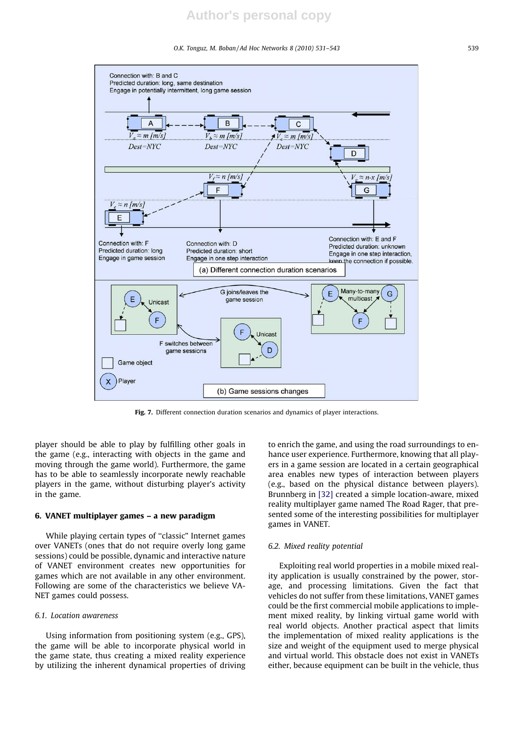Fig. 7. Different connection duration scenarios and dynamics of player interactions.

player should be able to play by fulfilling other goals in the game (e.g., interacting with objects in the game and moving through the game world). Furthermore, the game has to be able to seamlessly incorporate newly reachable players in the game, without disturbing player's activity in the game.

## 6. VANET multiplayer games – a new paradigm

While playing certain types of "classic" Internet games over VANETs (ones that do not require overly long game sessions) could be possible, dynamic and interactive nature of VANET environment creates new opportunities for games which are not available in any other environment. Following are some of the characteristics we believe VANET games could possess.

### 6.1. Location awareness

Using information from positioning system (e.g., GPS), the game will be able to incorporate physical world in the game state, thus creating a mixed reality experience by utilizing the inherent dynamical properties of driving to enrich the game, and using the road surroundings to enhance user experience. Furthermore, knowing that all players in a game session are located in a certain geographical area enables new types of interaction between players (e.g., based on the physical distance between players). Brunnberg in [32] created a simple location-aware, mixed reality multiplayer game named The Road Rager, that presented some of the interesting possibilities for multiplayer games in VANET.

### 6.2. Mixed reality potential

Exploiting real world properties in a mobile mixed reality application is usually constrained by the power, storage, and processing limitations. Given the fact that vehicles do not suffer from these limitations, VANET games could be the first commercial mobile applications to implement mixed reality, by linking virtual game world with real world objects. Another practical aspect that limits the implementation of mixed reality applications is the size and weight of the equipment used to merge physical and virtual world. This obstacle does not exist in VANETs either, because equipment can be built in the vehicle, thus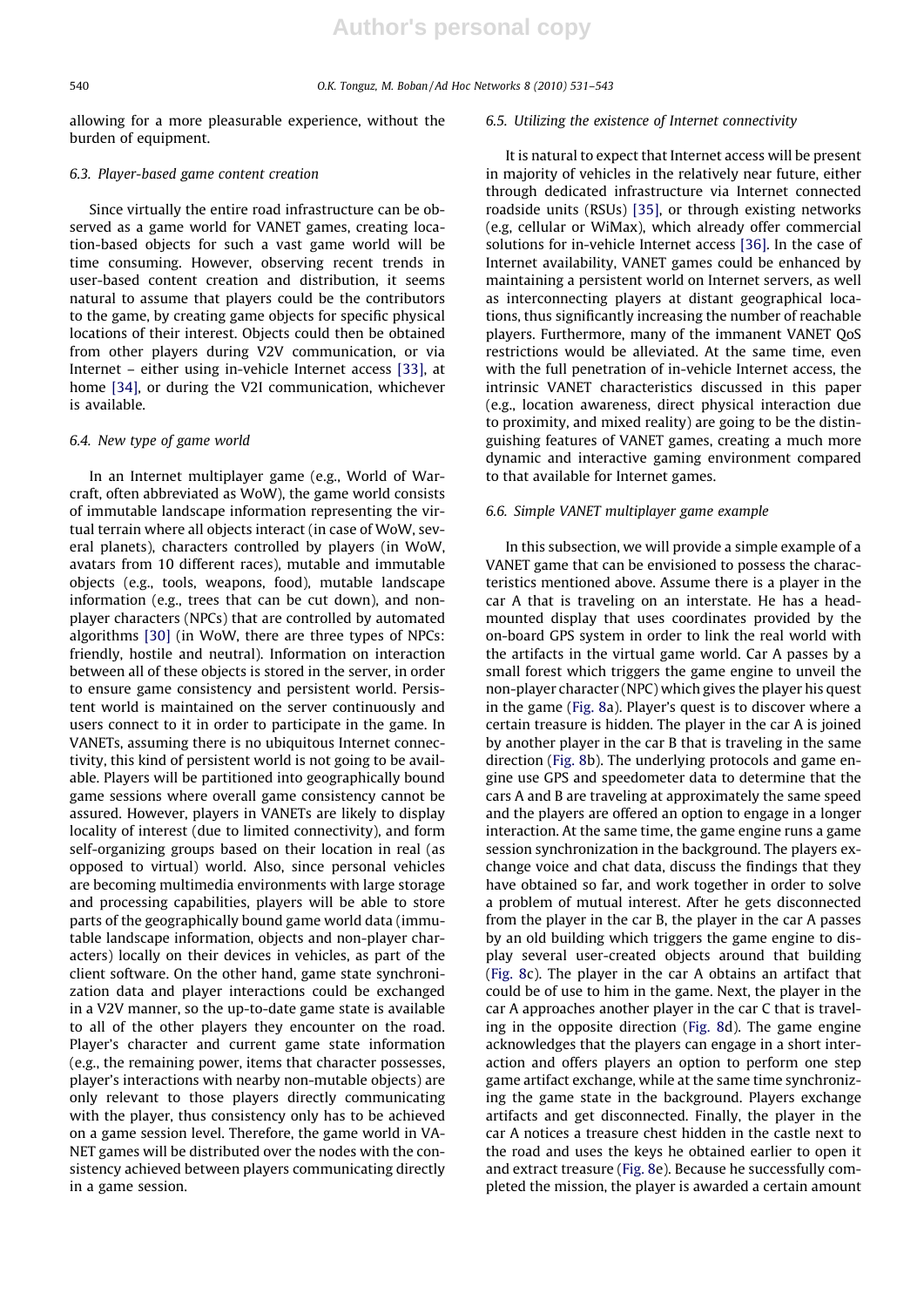allowing for a more pleasurable experience, without the burden of equipment.

### 6.3. Player-based game content creation

Since virtually the entire road infrastructure can be observed as a game world for VANET games, creating location-based objects for such a vast game world will be time consuming. However, observing recent trends in user-based content creation and distribution, it seems natural to assume that players could be the contributors to the game, by creating game objects for specific physical locations of their interest. Objects could then be obtained from other players during V2V communication, or via Internet – either using in-vehicle Internet access [33], at home [34], or during the V2I communication, whichever is available.

### 6.4. New type of game world

In an Internet multiplayer game (e.g., World of Warcraft, often abbreviated as WoW), the game world consists of immutable landscape information representing the virtual terrain where all objects interact (in case of WoW, several planets), characters controlled by players (in WoW, avatars from 10 different races), mutable and immutable objects (e.g., tools, weapons, food), mutable landscape information (e.g., trees that can be cut down), and non-player characters (NPCs) that are controlled by automated algorithms [30] (in WoW, there are three types of NPCs: friendly, hostile and neutral). Information on interaction between all of these objects is stored in the server, in order to ensure game consistency and persistent world. Persistent world is maintained on the server continuously and users connect to it in order to participate in the game. In VANETs, assuming there is no ubiquitous Internet connectivity, this kind of persistent world is not going to be available. Players will be partitioned into geographically bound game sessions where overall game consistency cannot be assured. However, players in VANETs are likely to display locality of interest (due to limited connectivity), and form self-organizing groups based on their location in real (as opposed to virtual) world. Also, since personal vehicles are becoming multimedia environments with large storage and processing capabilities, players will be able to store parts of the geographically bound game world data (immutable landscape information, objects and non-player characters) locally on their devices in vehicles, as part of the client software. On the other hand, game state synchronization data and player interactions could be exchanged in a V2V manner, so the up-to-date game state is available to all of the other players they encounter on the road. Player's character and current game state information (e.g., the remaining power, items that character possesses, player's interactions with nearby non-mutable objects) are only relevant to those players directly communicating with the player, thus consistency only has to be achieved on a game session level. Therefore, the game world in VANET games will be distributed over the nodes with the consistency achieved between players communicating directly in a game session.

### 6.5. Utilizing the existence of Internet connectivity

It is natural to expect that Internet access will be present in majority of vehicles in the relatively near future, either through dedicated infrastructure via Internet connected roadside units (RSUs) [35], or through existing networks (e.g, cellular or WiMax), which already offer commercial solutions for in-vehicle Internet access [36]. In the case of Internet availability, VANET games could be enhanced by maintaining a persistent world on Internet servers, as well as interconnecting players at distant geographical locations, thus significantly increasing the number of reachable players. Furthermore, many of the immanent VANET QoS restrictions would be alleviated. At the same time, even with the full penetration of in-vehicle Internet access, the intrinsic VANET characteristics discussed in this paper (e.g., location awareness, direct physical interaction due to proximity, and mixed reality) are going to be the distinguishing features of VANET games, creating a much more dynamic and interactive gaming environment compared to that available for Internet games.

### 6.6. Simple VANET multiplayer game example

In this subsection, we will provide a simple example of a VANET game that can be envisioned to possess the characteristics mentioned above. Assume there is a player in the car A that is traveling on an interstate. He has a head-mounted display that uses coordinates provided by the on-board GPS system in order to link the real world with the artifacts in the virtual game world. Car A passes by a small forest which triggers the game engine to unveil the non-player character (NPC) which gives the player his quest in the game (Fig. 8a). Player's quest is to discover where a certain treasure is hidden. The player in the car A is joined by another player in the car B that is traveling in the same direction (Fig. 8b). The underlying protocols and game engine use GPS and speedometer data to determine that the cars A and B are traveling at approximately the same speed and the players are offered an option to engage in a longer interaction. At the same time, the game engine runs a game session synchronization in the background. The players exchange voice and chat data, discuss the findings that they have obtained so far, and work together in order to solve a problem of mutual interest. After he gets disconnected from the player in the car B, the player in the car A passes by an old building which triggers the game engine to display several user-created objects around that building (Fig. 8c). The player in the car A obtains an artifact that could be of use to him in the game. Next, the player in the car A approaches another player in the car C that is traveling in the opposite direction (Fig. 8d). The game engine acknowledges that the players can engage in a short interaction and offers players an option to perform one step game artifact exchange, while at the same time synchronizing the game state in the background. Players exchange artifacts and get disconnected. Finally, the player in the car A notices a treasure chest hidden in the castle next to the road and uses the keys he obtained earlier to open it and extract treasure (Fig. 8e). Because he successfully completed the mission, the player is awarded a certain amount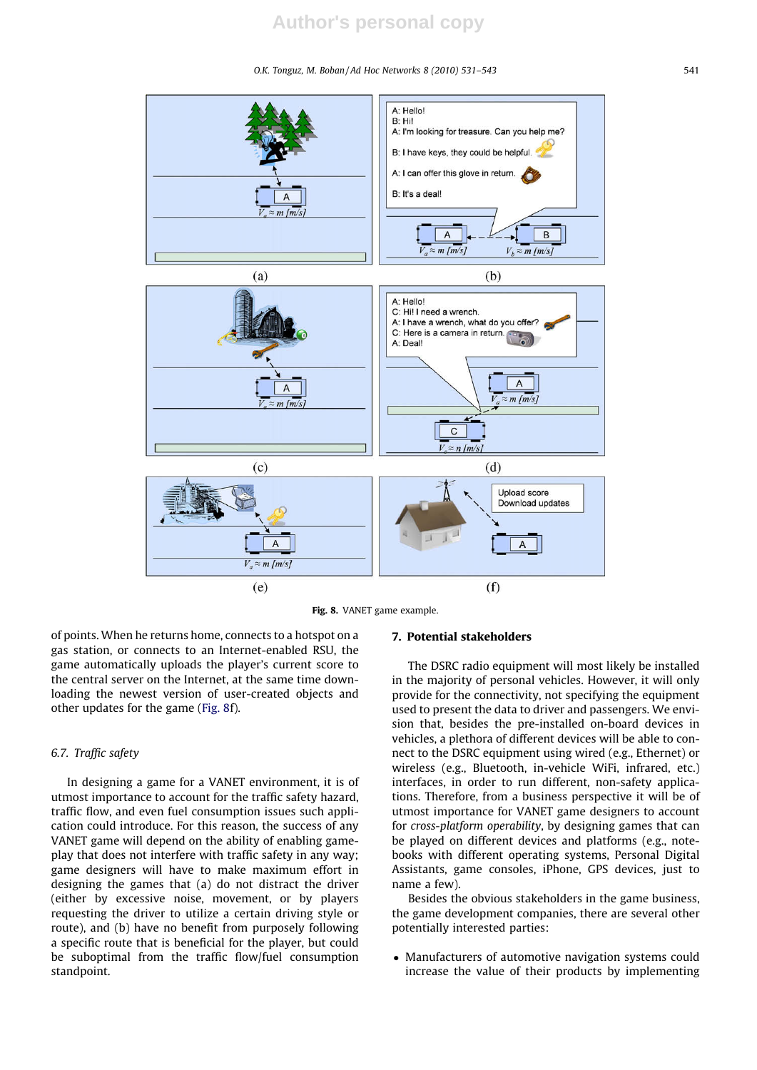A: Hello!
B: Hi!
A: I'm looking for treasure. Can you help me?
B: I have keys, they could be helpful.
A: I can offer this glove in return.
B: It's a deal!

A: Hello!
C: Hi! I need a wrench.
A: I have a wrench, what do you offer?
C: Here is a camera in return.
A: Deal!

Upload score
Download updates

A B C

$V_a \approx m$ [m/s] $V_b \approx m$ [m/s] $V_c \approx n$ [m/s]

(a) (b) (c) (d) (e) (f)

**Fig. 8.** VANET game example.

of points. When he returns home, connects to a hotspot on a gas station, or connects to an Internet-enabled RSU, the game automatically uploads the player's current score to the central server on the Internet, at the same time downloading the newest version of user-created objects and other updates for the game (Fig. 8f).

### 6.7. Traffic safety

In designing a game for a VANET environment, it is of utmost importance to account for the traffic safety hazard, traffic flow, and even fuel consumption issues such application could introduce. For this reason, the success of any VANET game will depend on the ability of enabling gameplay that does not interfere with traffic safety in any way; game designers will have to make maximum effort in designing the games that (a) do not distract the driver (either by excessive noise, movement, or by players requesting the driver to utilize a certain driving style or route), and (b) have no benefit from purposely following a specific route that is beneficial for the player, but could be suboptimal from the traffic flow/fuel consumption standpoint.

## 7. Potential stakeholders

The DSRC radio equipment will most likely be installed in the majority of personal vehicles. However, it will only provide for the connectivity, not specifying the equipment used to present the data to driver and passengers. We envision that, besides the pre-installed on-board devices in vehicles, a plethora of different devices will be able to connect to the DSRC equipment using wired (e.g., Ethernet) or wireless (e.g., Bluetooth, in-vehicle WiFi, infrared, etc.) interfaces, in order to run different, non-safety applications. Therefore, from a business perspective it will be of utmost importance for VANET game designers to account for *cross-platform operability*, by designing games that can be played on different devices and platforms (e.g., notebooks with different operating systems, Personal Digital Assistants, game consoles, iPhone, GPS devices, just to name a few).

Besides the obvious stakeholders in the game business, the game development companies, there are several other potentially interested parties:

- Manufacturers of automotive navigation systems could increase the value of their products by implementing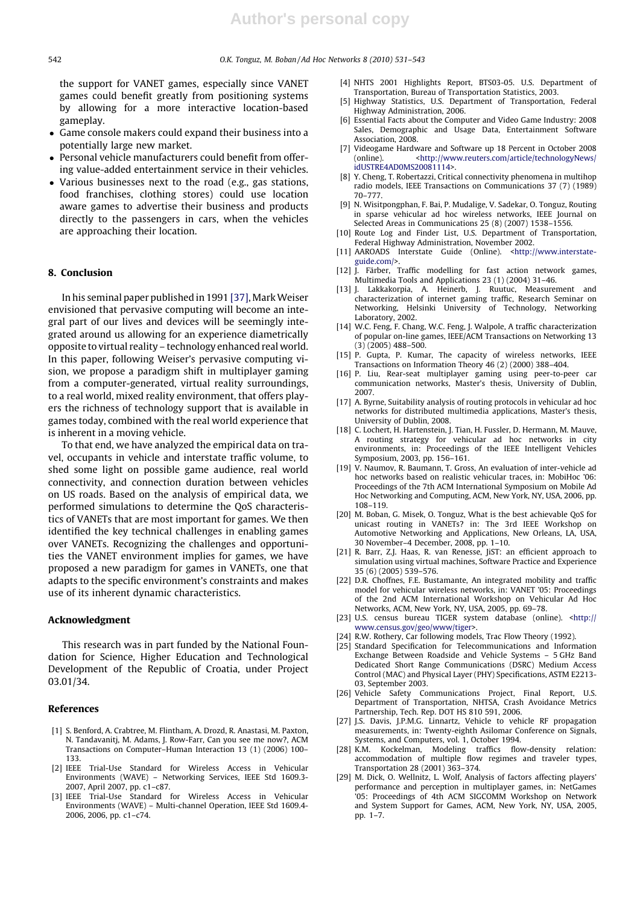the support for VANET games, especially since VANET games could benefit greatly from positioning systems by allowing for a more interactive location-based gameplay.

- Game console makers could expand their business into a potentially large new market.
- Personal vehicle manufacturers could benefit from offering value-added entertainment service in their vehicles.
- Various businesses next to the road (e.g., gas stations, food franchises, clothing stores) could use location aware games to advertise their business and products directly to the passengers in cars, when the vehicles are approaching their location.

## 8. Conclusion

In his seminal paper published in 1991 [37], Mark Weiser envisioned that pervasive computing will become an integral part of our lives and devices will be seemingly integrated around us allowing for an experience diametrically opposite to virtual reality – technology enhanced real world. In this paper, following Weiser's pervasive computing vision, we propose a paradigm shift in multiplayer gaming from a computer-generated, virtual reality surroundings, to a real world, mixed reality environment, that offers players the richness of technology support that is available in games today, combined with the real world experience that is inherent in a moving vehicle.

To that end, we have analyzed the empirical data on travel, occupants in vehicle and interstate traffic volume, to shed some light on possible game audience, real world connectivity, and connection duration between vehicles on US roads. Based on the analysis of empirical data, we performed simulations to determine the QoS characteristics of VANETs that are most important for games. We then identified the key technical challenges in enabling games over VANETs. Recognizing the challenges and opportunities the VANET environment implies for games, we have proposed a new paradigm for games in VANETs, one that adapts to the specific environment's constraints and makes use of its inherent dynamic characteristics.

## Acknowledgment

This research was in part funded by the National Foundation for Science, Higher Education and Technological Development of the Republic of Croatia, under Project 03.01/34.

## References

[1] S. Benford, A. Crabtree, M. Flintham, A. Drozd, R. Anastasi, M. Paxton, N. Tandavanitj, M. Adams, J. Row-Farr, Can you see me now?, ACM Transactions on Computer–Human Interaction 13 (1) (2006) 100–133.

[2] IEEE Trial-Use Standard for Wireless Access in Vehicular Environments (WAVE) – Networking Services, IEEE Std 1609.3-2007, April 2007, pp. c1–c87.

[3] IEEE Trial-Use Standard for Wireless Access in Vehicular Environments (WAVE) – Multi-channel Operation, IEEE Std 1609.4-2006, 2006, pp. c1–c74.

[4] NHTS 2001 Highlights Report, BTS03-05. U.S. Department of Transportation, Bureau of Transportation Statistics, 2003.

[5] Highway Statistics, U.S. Department of Transportation, Federal Highway Administration, 2006.

[6] Essential Facts about the Computer and Video Game Industry: 2008 Sales, Demographic and Usage Data, Entertainment Software Association, 2008.

[7] Videogame Hardware and Software up 18 Percent in October 2008 (online). <http://www.reuters.com/article/technologyNews/idUSTRE4AD0MS20081114>.

[8] Y. Cheng, T. Robertazzi, Critical connectivity phenomena in multihop radio models, IEEE Transactions on Communications 37 (7) (1989) 70–777.

[9] N. Wisitpongphan, F. Bai, P. Mudalige, V. Sadekar, O. Tonguz, Routing in sparse vehicular ad hoc wireless networks, IEEE Journal on Selected Areas in Communications 25 (8) (2007) 1538–1556.

[10] Route Log and Finder List, U.S. Department of Transportation, Federal Highway Administration, November 2002.

[11] AAROADS Interstate Guide (Online). <http://www.interstate-guide.com/>.

[12] J. Färber, Traffic modelling for fast action network games, Multimedia Tools and Applications 23 (1) (2004) 31–46.

[13] J. Lakkakorpia, A. Heinerb, J. Ruutuc, Measurement and characterization of internet gaming traffic, Research Seminar on Networking, Helsinki University of Technology, Networking Laboratory, 2002.

[14] W.C. Feng, F. Chang, W.C. Feng, J. Walpole, A traffic characterization of popular on-line games, IEEE/ACM Transactions on Networking 13 (3) (2005) 488–500.

[15] P. Gupta, P. Kumar, The capacity of wireless networks, IEEE Transactions on Information Theory 46 (2) (2000) 388–404.

[16] P. Liu, Rear-seat multiplayer gaming using peer-to-peer car communication networks, Master's thesis, University of Dublin, 2007.

[17] A. Byrne, Suitability analysis of routing protocols in vehicular ad hoc networks for distributed multimedia applications, Master's thesis, University of Dublin, 2008.

[18] C. Lochert, H. Hartenstein, J. Tian, H. Fussler, D. Hermann, M. Mauve, A routing strategy for vehicular ad hoc networks in city environments, in: Proceedings of the IEEE Intelligent Vehicles Symposium, 2003, pp. 156–161.

[19] V. Naumov, R. Baumann, T. Gross, An evaluation of inter-vehicle ad hoc networks based on realistic vehicular traces, in: MobiHoc '06: Proceedings of the 7th ACM International Symposium on Mobile Ad Hoc Networking and Computing, ACM, New York, NY, USA, 2006, pp. 108–119.

[20] M. Boban, G. Misek, O. Tonguz, What is the best achievable QoS for unicast routing in VANETs? in: The 3rd IEEE Workshop on Automotive Networking and Applications, New Orleans, LA, USA, 30 November–4 December, 2008, pp. 1–10.

[21] R. Barr, Z.J. Haas, R. van Renesse, JiST: an efficient approach to simulation using virtual machines, Software Practice and Experience 35 (6) (2005) 539–576.

[22] D.R. Choffnes, F.E. Bustamante, An integrated mobility and traffic model for vehicular wireless networks, in: VANET '05: Proceedings of the 2nd ACM International Workshop on Vehicular Ad Hoc Networks, ACM, New York, NY, USA, 2005, pp. 69–78.

[23] U.S. census bureau TIGER system database (online). <http://www.census.gov/geo/www/tiger>.

[24] R.W. Rothery, Car following models, Trac Flow Theory (1992).

[25] Standard Specification for Telecommunications and Information Exchange Between Roadside and Vehicle Systems – 5 GHz Band Dedicated Short Range Communications (DSRC) Medium Access Control (MAC) and Physical Layer (PHY) Specifications, ASTM E2213-03, September 2003.

[26] Vehicle Safety Communications Project, Final Report, U.S. Department of Transportation, NHTSA, Crash Avoidance Metrics Partnership, Tech. Rep. DOT HS 810 591, 2006.

[27] J.S. Davis, J.P.M.G. Linnartz, Vehicle to vehicle RF propagation measurements, in: Twenty-eighth Asilomar Conference on Signals, Systems, and Computers, vol. 1, October 1994.

[28] K.M. Kockelman, Modeling traffics flow-density relation: accommodation of multiple flow regimes and traveler types, Transportation 28 (2001) 363–374.

[29] M. Dick, O. Wellnitz, L. Wolf, Analysis of factors affecting players' performance and perception in multiplayer games, in: NetGames '05: Proceedings of 4th ACM SIGCOMM Workshop on Network and System Support for Games, ACM, New York, NY, USA, 2005, pp. 1–7.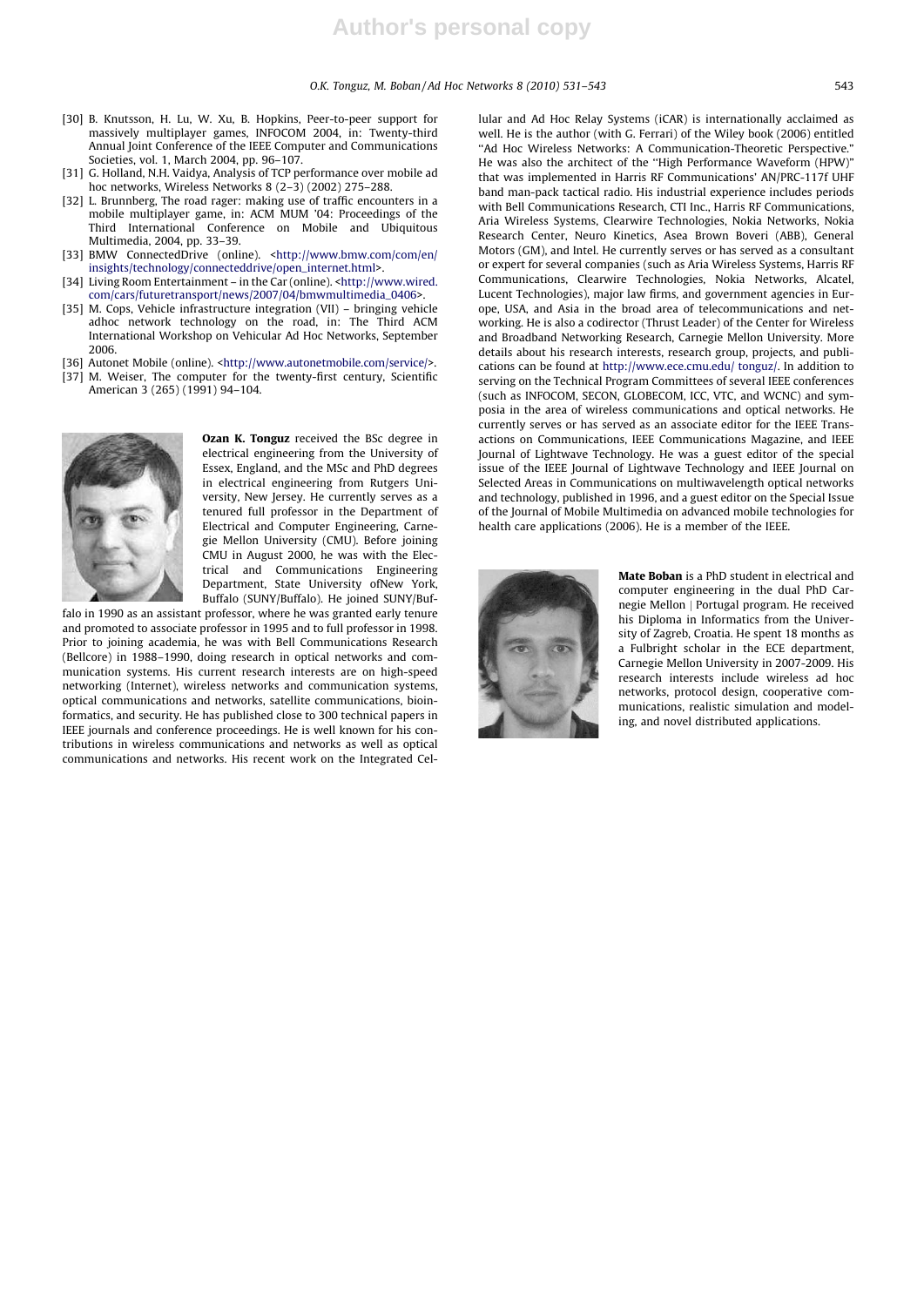[30] B. Knutsson, H. Lu, W. Xu, B. Hopkins, Peer-to-peer support for massively multiplayer games, INFOCOM 2004, in: Twenty-third Annual Joint Conference of the IEEE Computer and Communications Societies, vol. 1, March 2004, pp. 96–107.

[31] G. Holland, N.H. Vaidya, Analysis of TCP performance over mobile ad hoc networks, Wireless Networks 8 (2–3) (2002) 275–288.

[32] L. Brunnberg, The road rager: making use of traffic encounters in a mobile multiplayer game, in: ACM MUM '04: Proceedings of the Third International Conference on Mobile and Ubiquitous Multimedia, 2004, pp. 33–39.

[33] BMW ConnectedDrive (online). <http://www.bmw.com/com/en/insights/technology/connecteddrive/open_internet.html>.

[34] Living Room Entertainment – in the Car (online). <http://www.wired.com/cars/futuretransport/news/2007/04/bmwmultimedia_0406>.

[35] M. Cops, Vehicle infrastructure integration (VII) – bringing vehicle adhoc network technology on the road, in: The Third ACM International Workshop on Vehicular Ad Hoc Networks, September 2006.

[36] Autonet Mobile (online). <http://www.autonetmobile.com/service/>.

[37] M. Weiser, The computer for the twenty-first century, Scientific American 3 (265) (1991) 94–104.

**Ozan K. Tonguz** received the BSc degree in electrical engineering from the University of Essex, England, and the MSc and PhD degrees in electrical engineering from Rutgers University, New Jersey. He currently serves as a tenured full professor in the Department of Electrical and Computer Engineering, Carnegie Mellon University (CMU). Before joining CMU in August 2000, he was with the Electrical and Communications Engineering Department, State University ofNew York, Buffalo (SUNY/Buffalo). He joined SUNY/Buffalo in 1990 as an assistant professor, where he was granted early tenure and promoted to associate professor in 1995 and to full professor in 1998. Prior to joining academia, he was with Bell Communications Research (Bellcore) in 1988–1990, doing research in optical networks and communication systems. His current research interests are on high-speed networking (Internet), wireless networks and communication systems, optical communications and networks, satellite communications, bioinformatics, and security. He has published close to 300 technical papers in IEEE journals and conference proceedings. He is well known for his contributions in wireless communications and networks as well as optical communications and networks. His recent work on the Integrated Cellular and Ad Hoc Relay Systems (iCAR) is internationally acclaimed as well. He is the author (with G. Ferrari) of the Wiley book (2006) entitled "Ad Hoc Wireless Networks: A Communication-Theoretic Perspective." He was also the architect of the "High Performance Waveform (HPW)" that was implemented in Harris RF Communications' AN/PRC-117f UHF band man-pack tactical radio. His industrial experience includes periods with Bell Communications Research, CTI Inc., Harris RF Communications, Aria Wireless Systems, Clearwire Technologies, Nokia Networks, Nokia Research Center, Neuro Kinetics, Asea Brown Boveri (ABB), General Motors (GM), and Intel. He currently serves or has served as a consultant or expert for several companies (such as Aria Wireless Systems, Harris RF Communications, Clearwire Technologies, Nokia Networks, Alcatel, Lucent Technologies), major law firms, and government agencies in Europe, USA, and Asia in the broad area of telecommunications and networking. He is also a codirector (Thrust Leader) of the Center for Wireless and Broadband Networking Research, Carnegie Mellon University. More details about his research interests, research group, projects, and publications can be found at http://www.ece.cmu.edu/ tonguz/. In addition to serving on the Technical Program Committees of several IEEE conferences (such as INFOCOM, SECON, GLOBECOM, ICC, VTC, and WCNC) and symposia in the area of wireless communications and optical networks. He currently serves or has served as an associate editor for the IEEE Transactions on Communications, IEEE Communications Magazine, and IEEE Journal of Lightwave Technology. He was a guest editor of the special issue of the IEEE Journal of Lightwave Technology and IEEE Journal on Selected Areas in Communications on multiwavelength optical networks and technology, published in 1996, and a guest editor on the Special Issue of the Journal of Mobile Multimedia on advanced mobile technologies for health care applications (2006). He is a member of the IEEE.

**Mate Boban** is a PhD student in electrical and computer engineering in the dual PhD Carnegie Mellon | Portugal program. He received his Diploma in Informatics from the University of Zagreb, Croatia. He spent 18 months as a Fulbright scholar in the ECE department, Carnegie Mellon University in 2007-2009. His research interests include wireless ad hoc networks, protocol design, cooperative communications, realistic simulation and modeling, and novel distributed applications.